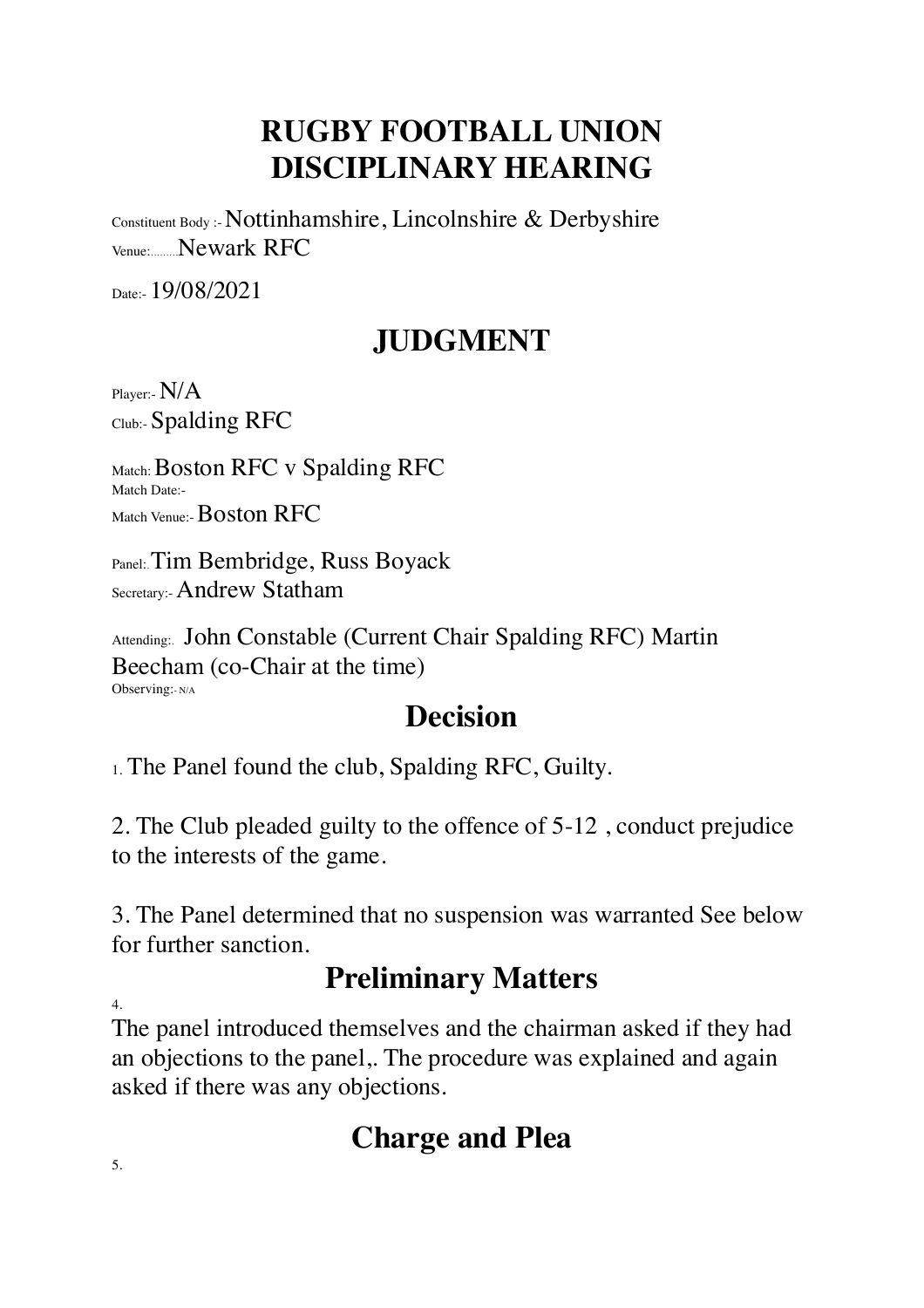# RUGBY FOOTBALL UNION DISCIPLINARY HEARING

Constituent Body :- Nottinhamshire, Lincolnshire & Derbyshire

Venue:.........Newark RFC

Date:- 19/08/2021

## JUDGMENT

Player:- N/A

Club:- Spalding RFC

Match: Boston RFC v Spalding RFC

Match Date:-

Match Venue:- Boston RFC

Panel: Tim Bembridge, Russ Boyack

Secretary:- Andrew Statham

Attending:. John Constable (Current Chair Spalding RFC) Martin Beecham (co-Chair at the time)

Observing:- N/A

## Decision

1. The Panel found the club, Spalding RFC, Guilty.

2. The Club pleaded guilty to the offence of 5-12 , conduct prejudice to the interests of the game.

3. The Panel determined that no suspension was warranted See below for further sanction.

## Preliminary Matters

4.

The panel introduced themselves and the chairman asked if they had an objections to the panel,. The procedure was explained and again asked if there was any objections.

## Charge and Plea

5.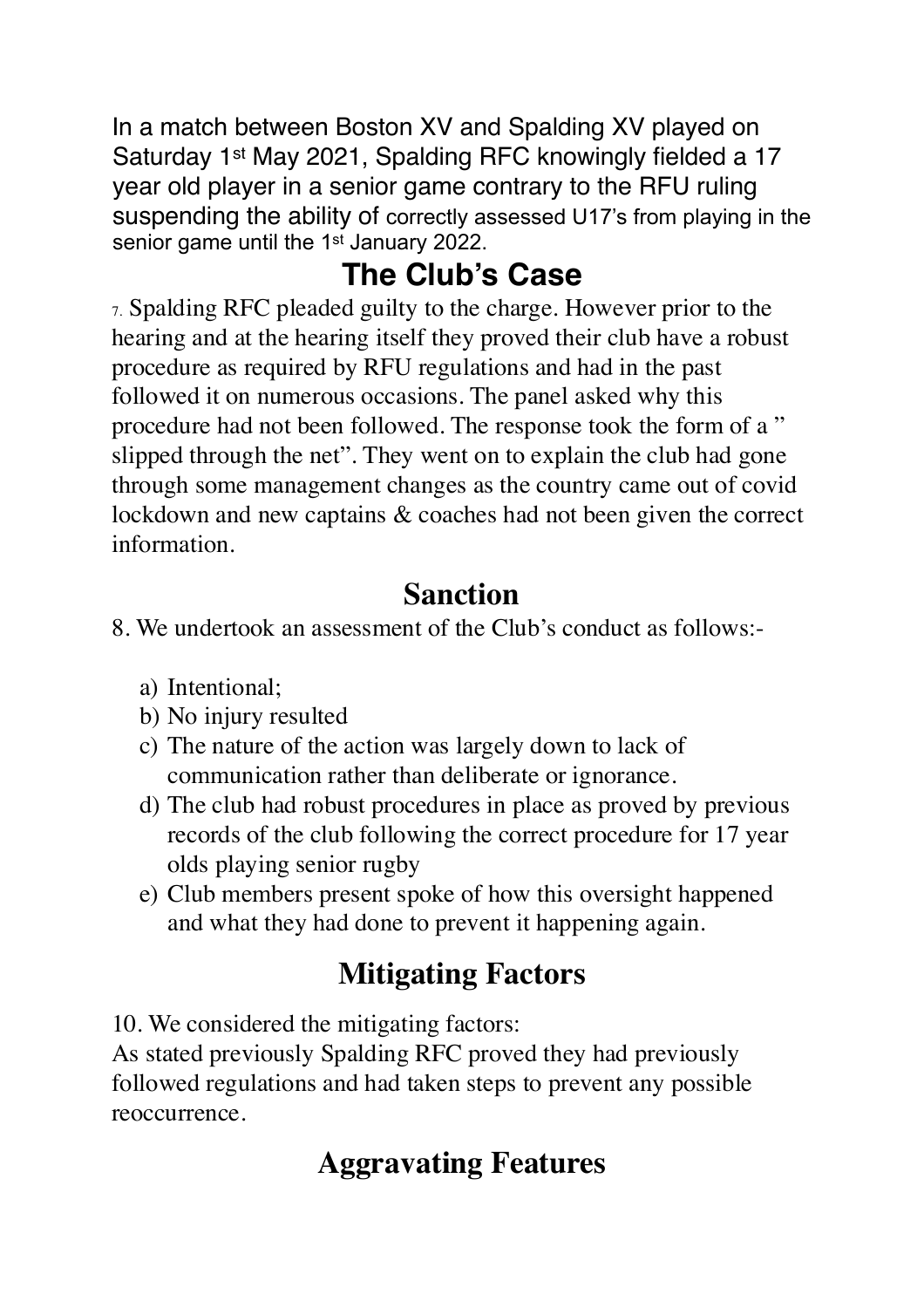In a match between Boston XV and Spalding XV played on Saturday 1st May 2021, Spalding RFC knowingly fielded a 17 year old player in a senior game contrary to the RFU ruling suspending the ability of correctly assessed U17's from playing in the senior game until the 1st January 2022.

## The Club's Case

7. Spalding RFC pleaded guilty to the charge. However prior to the hearing and at the hearing itself they proved their club have a robust procedure as required by RFU regulations and had in the past followed it on numerous occasions. The panel asked why this procedure had not been followed. The response took the form of a " slipped through the net". They went on to explain the club had gone through some management changes as the country came out of covid lockdown and new captains & coaches had not been given the correct information.

## Sanction

8. We undertook an assessment of the Club's conduct as follows:-

a) Intentional;
b) No injury resulted
c) The nature of the action was largely down to lack of communication rather than deliberate or ignorance.
d) The club had robust procedures in place as proved by previous records of the club following the correct procedure for 17 year olds playing senior rugby
e) Club members present spoke of how this oversight happened and what they had done to prevent it happening again.

## Mitigating Factors

10. We considered the mitigating factors:
As stated previously Spalding RFC proved they had previously followed regulations and had taken steps to prevent any possible reoccurrence.

## Aggravating Features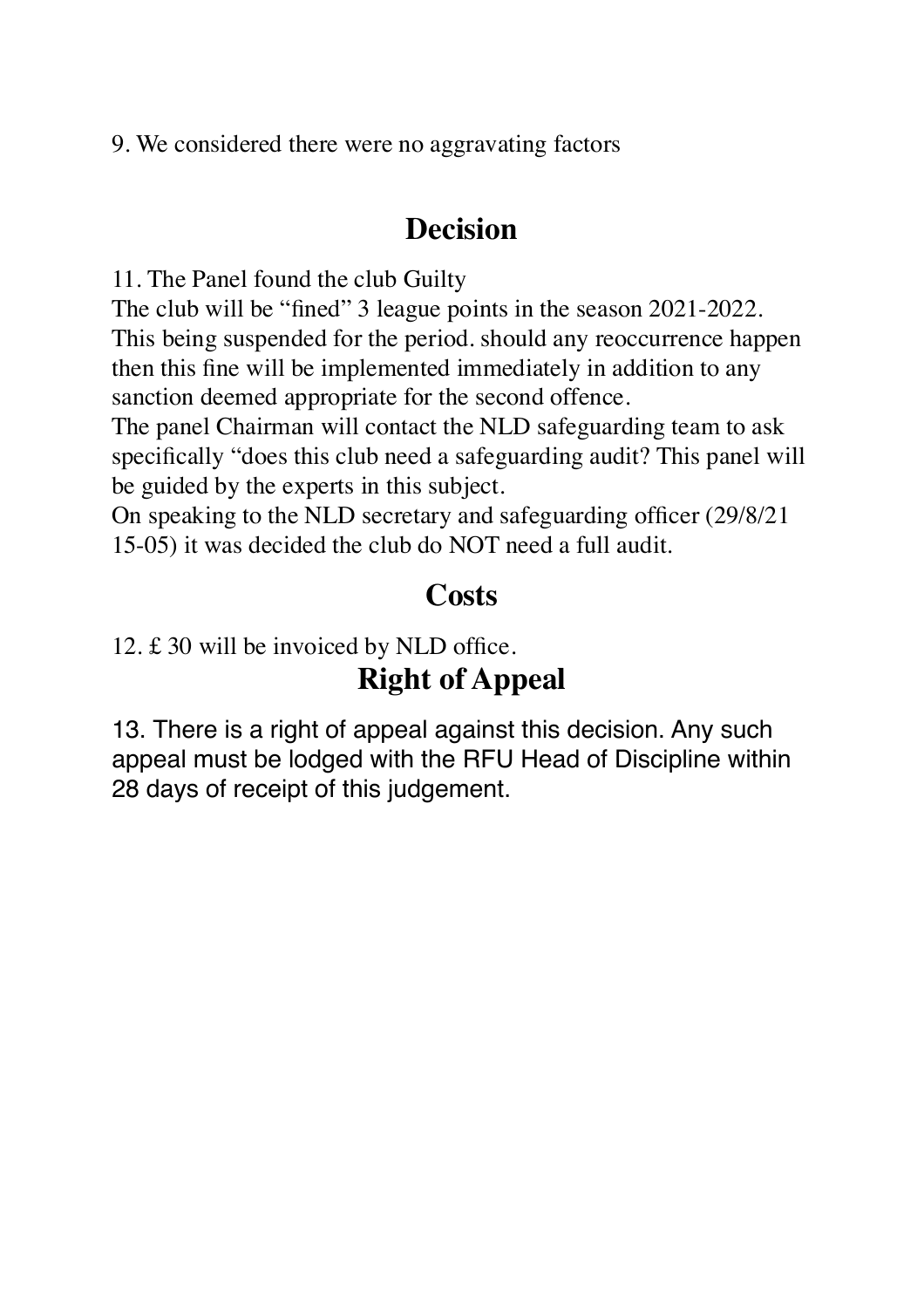9. We considered there were no aggravating factors

## Decision

11. The Panel found the club Guilty
The club will be "fined" 3 league points in the season 2021-2022. This being suspended for the period. should any reoccurrence happen then this fine will be implemented immediately in addition to any sanction deemed appropriate for the second offence.
The panel Chairman will contact the NLD safeguarding team to ask specifically "does this club need a safeguarding audit? This panel will be guided by the experts in this subject.
On speaking to the NLD secretary and safeguarding officer (29/8/21 15-05) it was decided the club do NOT need a full audit.

## Costs

12. £ 30 will be invoiced by NLD office.

## Right of Appeal

13. There is a right of appeal against this decision. Any such appeal must be lodged with the RFU Head of Discipline within 28 days of receipt of this judgement.